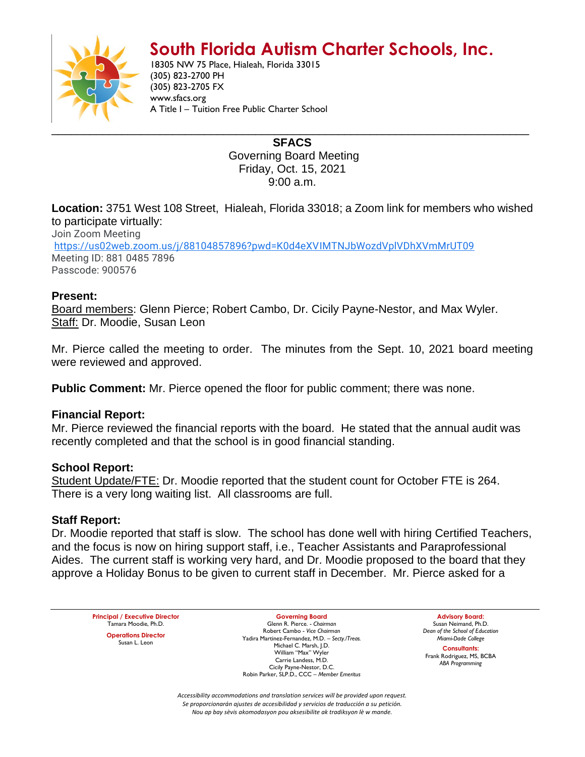# South Florida Autism Charter Schools, Inc.

18305 NW 75 Place, Hialeah, Florida 33015
(305) 823-2700 PH
(305) 823-2705 FX
www.sfacs.org
A Title I – Tuition Free Public Charter School

---

**SFACS**
Governing Board Meeting
Friday, Oct. 15, 2021
9:00 a.m.

**Location:** 3751 West 108 Street, Hialeah, Florida 33018; a Zoom link for members who wished to participate virtually:
Join Zoom Meeting
https://us02web.zoom.us/j/88104857896?pwd=K0d4eXVIMTNJbWozdVplVDhXVmMrUT09
Meeting ID: 881 0485 7896
Passcode: 900576

**Present:**
Board members: Glenn Pierce; Robert Cambo, Dr. Cicily Payne-Nestor, and Max Wyler.
Staff: Dr. Moodie, Susan Leon

Mr. Pierce called the meeting to order. The minutes from the Sept. 10, 2021 board meeting were reviewed and approved.

**Public Comment:** Mr. Pierce opened the floor for public comment; there was none.

**Financial Report:**
Mr. Pierce reviewed the financial reports with the board. He stated that the annual audit was recently completed and that the school is in good financial standing.

**School Report:**
Student Update/FTE: Dr. Moodie reported that the student count for October FTE is 264. There is a very long waiting list. All classrooms are full.

**Staff Report:**
Dr. Moodie reported that staff is slow. The school has done well with hiring Certified Teachers, and the focus is now on hiring support staff, i.e., Teacher Assistants and Paraprofessional Aides. The current staff is working very hard, and Dr. Moodie proposed to the board that they approve a Holiday Bonus to be given to current staff in December. Mr. Pierce asked for a

---

**Principal / Executive Director**
Tamara Moodie, Ph.D.

**Operations Director**
Susan L. Leon

**Governing Board**
Glenn R. Pierce. - *Chairman*
Robert Cambo - *Vice Chairman*
Yadira Martinez-Fernandez, M.D. – *Secty./Treas.*
Michael C. Marsh, J.D.
William "Max" Wyler
Carrie Landess, M.D.
Cicily Payne-Nestor, D.C.
Robin Parker, SLP.D., CCC – *Member Emeritus*

**Advisory Board:**
Susan Neimand, Ph.D.
*Dean of the School of Education*
*Miami-Dade College*

**Consultants:**
Frank Rodriguez, MS, BCBA
*ABA Programming*

*Accessibility accommodations and translation services will be provided upon request.*
*Se proporcionarán ajustes de accesibilidad y servicios de traducción a su petición.*
*Nou ap bay sèvis akomodasyon pou aksesibilite ak tradiksyon lè w mande.*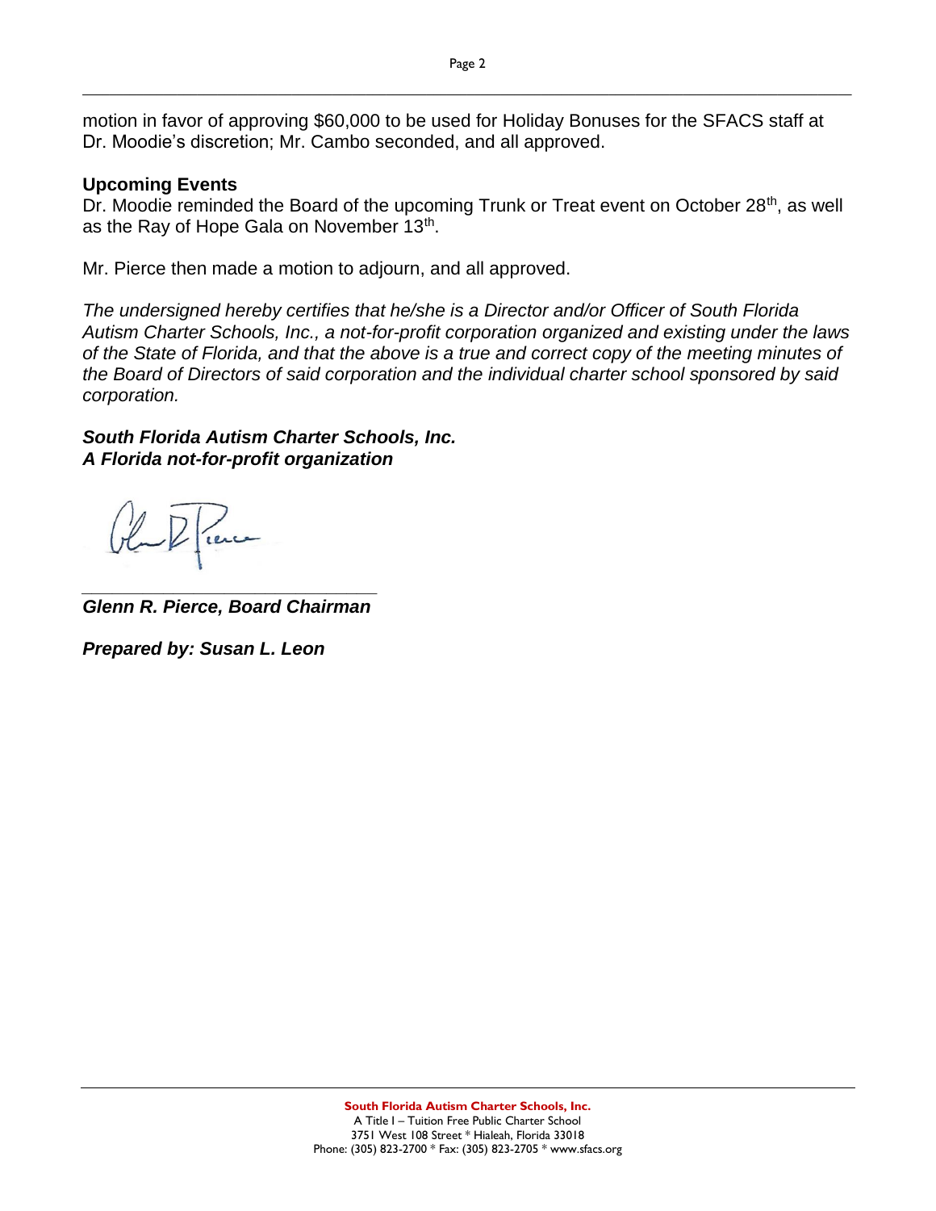motion in favor of approving $60,000 to be used for Holiday Bonuses for the SFACS staff at Dr. Moodie's discretion; Mr. Cambo seconded, and all approved.

**Upcoming Events**
Dr. Moodie reminded the Board of the upcoming Trunk or Treat event on October 28th, as well as the Ray of Hope Gala on November 13th.

Mr. Pierce then made a motion to adjourn, and all approved.

*The undersigned hereby certifies that he/she is a Director and/or Officer of South Florida Autism Charter Schools, Inc., a not-for-profit corporation organized and existing under the laws of the State of Florida, and that the above is a true and correct copy of the meeting minutes of the Board of Directors of said corporation and the individual charter school sponsored by said corporation.*

***South Florida Autism Charter Schools, Inc.***
***A Florida not-for-profit organization***

______________________________
***Glenn R. Pierce, Board Chairman***

***Prepared by: Susan L. Leon***

**South Florida Autism Charter Schools, Inc.**
A Title I – Tuition Free Public Charter School
3751 West 108 Street * Hialeah, Florida 33018
Phone: (305) 823-2700 * Fax: (305) 823-2705 * www.sfacs.org